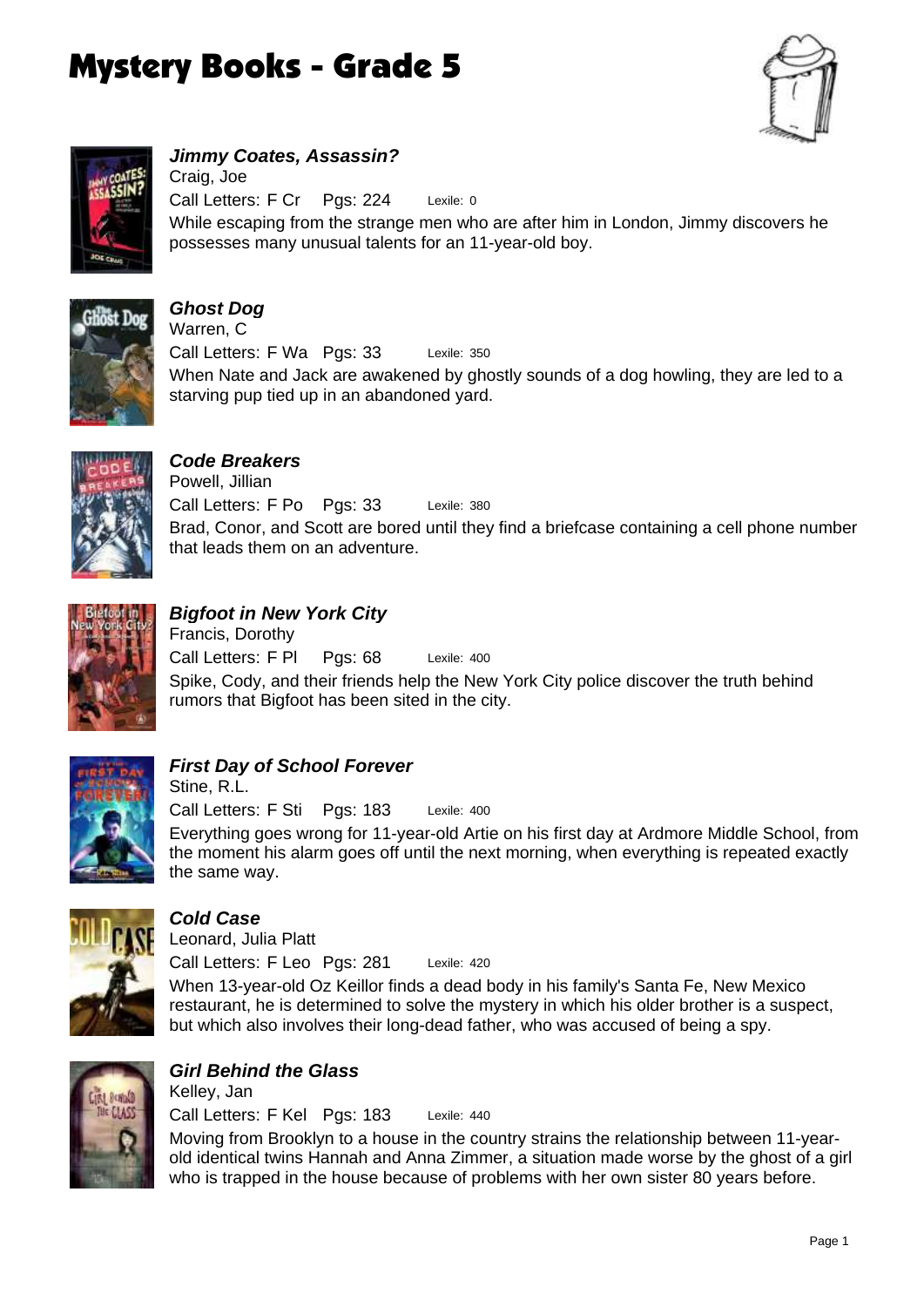# Mystery Books - Grade 5

### *Jimmy Coates, Assassin?*

Craig, Joe

Call Letters: F Cr    Pgs: 224    Lexile: 0

While escaping from the strange men who are after him in London, Jimmy discovers he possesses many unusual talents for an 11-year-old boy.

### *Ghost Dog*

Warren, C

Call Letters: F Wa    Pgs: 33    Lexile: 350

When Nate and Jack are awakened by ghostly sounds of a dog howling, they are led to a starving pup tied up in an abandoned yard.

### *Code Breakers*

Powell, Jillian

Call Letters: F Po    Pgs: 33    Lexile: 380

Brad, Conor, and Scott are bored until they find a briefcase containing a cell phone number that leads them on an adventure.

### *Bigfoot in New York City*

Francis, Dorothy

Call Letters: F Pl    Pgs: 68    Lexile: 400

Spike, Cody, and their friends help the New York City police discover the truth behind rumors that Bigfoot has been sited in the city.

### *First Day of School Forever*

Stine, R.L.

Call Letters: F Sti    Pgs: 183    Lexile: 400

Everything goes wrong for 11-year-old Artie on his first day at Ardmore Middle School, from the moment his alarm goes off until the next morning, when everything is repeated exactly the same way.

### *Cold Case*

Leonard, Julia Platt

Call Letters: F Leo    Pgs: 281    Lexile: 420

When 13-year-old Oz Keillor finds a dead body in his family's Santa Fe, New Mexico restaurant, he is determined to solve the mystery in which his older brother is a suspect, but which also involves their long-dead father, who was accused of being a spy.

### *Girl Behind the Glass*

Kelley, Jan

Call Letters: F Kel    Pgs: 183    Lexile: 440

Moving from Brooklyn to a house in the country strains the relationship between 11-year-old identical twins Hannah and Anna Zimmer, a situation made worse by the ghost of a girl who is trapped in the house because of problems with her own sister 80 years before.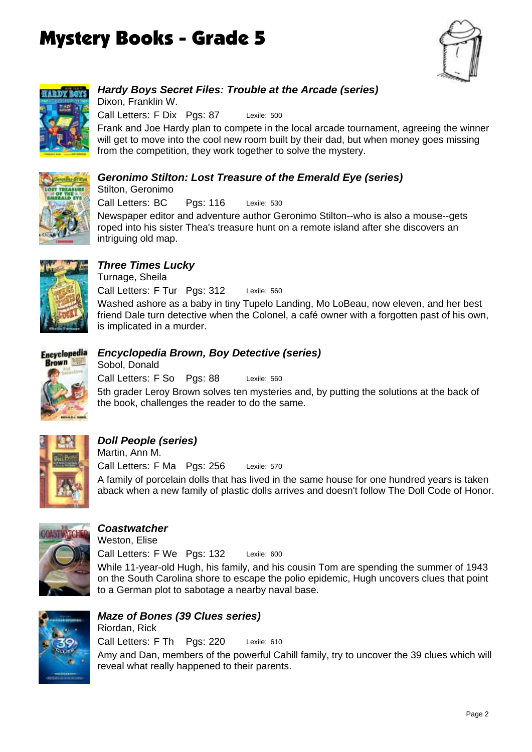# Mystery Books - Grade 5

### *Hardy Boys Secret Files: Trouble at the Arcade (series)*

Dixon, Franklin W.

Call Letters: F Dix Pgs: 87 Lexile: 500

Frank and Joe Hardy plan to compete in the local arcade tournament, agreeing the winner will get to move into the cool new room built by their dad, but when money goes missing from the competition, they work together to solve the mystery.

### *Geronimo Stilton: Lost Treasure of the Emerald Eye (series)*

Stilton, Geronimo

Call Letters: BC Pgs: 116 Lexile: 530

Newspaper editor and adventure author Geronimo Stilton--who is also a mouse--gets roped into his sister Thea's treasure hunt on a remote island after she discovers an intriguing old map.

### *Three Times Lucky*

Turnage, Sheila

Call Letters: F Tur Pgs: 312 Lexile: 560

Washed ashore as a baby in tiny Tupelo Landing, Mo LoBeau, now eleven, and her best friend Dale turn detective when the Colonel, a café owner with a forgotten past of his own, is implicated in a murder.

### *Encyclopedia Brown, Boy Detective (series)*

Sobol, Donald

Call Letters: F So Pgs: 88 Lexile: 560

5th grader Leroy Brown solves ten mysteries and, by putting the solutions at the back of the book, challenges the reader to do the same.

### *Doll People (series)*

Martin, Ann M.

Call Letters: F Ma Pgs: 256 Lexile: 570

A family of porcelain dolls that has lived in the same house for one hundred years is taken aback when a new family of plastic dolls arrives and doesn't follow The Doll Code of Honor.

### *Coastwatcher*

Weston, Elise

Call Letters: F We Pgs: 132 Lexile: 600

While 11-year-old Hugh, his family, and his cousin Tom are spending the summer of 1943 on the South Carolina shore to escape the polio epidemic, Hugh uncovers clues that point to a German plot to sabotage a nearby naval base.

### *Maze of Bones (39 Clues series)*

Riordan, Rick

Call Letters: F Th Pgs: 220 Lexile: 610

Amy and Dan, members of the powerful Cahill family, try to uncover the 39 clues which will reveal what really happened to their parents.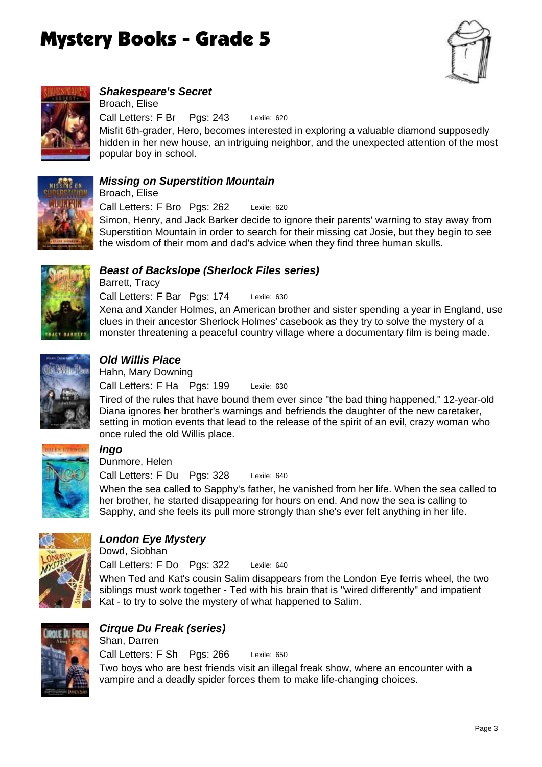# Mystery Books - Grade 5

### *Shakespeare's Secret*

Broach, Elise

Call Letters: F Br Pgs: 243 Lexile: 620

Misfit 6th-grader, Hero, becomes interested in exploring a valuable diamond supposedly hidden in her new house, an intriguing neighbor, and the unexpected attention of the most popular boy in school.

### *Missing on Superstition Mountain*

Broach, Elise

Call Letters: F Bro Pgs: 262 Lexile: 620

Simon, Henry, and Jack Barker decide to ignore their parents' warning to stay away from Superstition Mountain in order to search for their missing cat Josie, but they begin to see the wisdom of their mom and dad's advice when they find three human skulls.

### *Beast of Backslope (Sherlock Files series)*

Barrett, Tracy

Call Letters: F Bar Pgs: 174 Lexile: 630

Xena and Xander Holmes, an American brother and sister spending a year in England, use clues in their ancestor Sherlock Holmes' casebook as they try to solve the mystery of a monster threatening a peaceful country village where a documentary film is being made.

### *Old Willis Place*

Hahn, Mary Downing

Call Letters: F Ha Pgs: 199 Lexile: 630

Tired of the rules that have bound them ever since "the bad thing happened," 12-year-old Diana ignores her brother's warnings and befriends the daughter of the new caretaker, setting in motion events that lead to the release of the spirit of an evil, crazy woman who once ruled the old Willis place.

### *Ingo*

Dunmore, Helen

Call Letters: F Du Pgs: 328 Lexile: 640

When the sea called to Sapphy's father, he vanished from her life. When the sea called to her brother, he started disappearing for hours on end. And now the sea is calling to Sapphy, and she feels its pull more strongly than she's ever felt anything in her life.

### *London Eye Mystery*

Dowd, Siobhan

Call Letters: F Do Pgs: 322 Lexile: 640

When Ted and Kat's cousin Salim disappears from the London Eye ferris wheel, the two siblings must work together - Ted with his brain that is "wired differently" and impatient Kat - to try to solve the mystery of what happened to Salim.

### *Cirque Du Freak (series)*

Shan, Darren

Call Letters: F Sh Pgs: 266 Lexile: 650

Two boys who are best friends visit an illegal freak show, where an encounter with a vampire and a deadly spider forces them to make life-changing choices.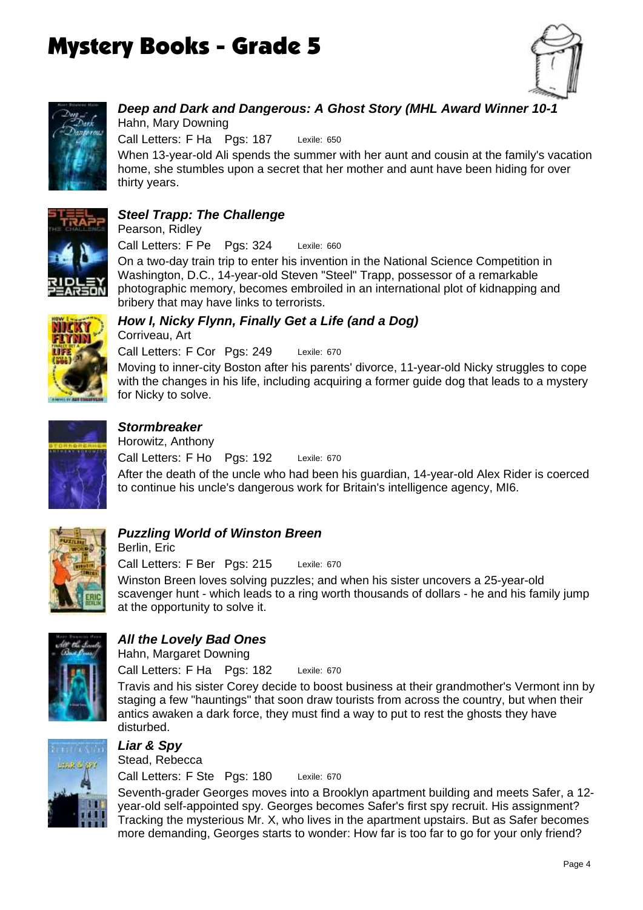# Mystery Books - Grade 5

### *Deep and Dark and Dangerous: A Ghost Story (MHL Award Winner 10-1*

Hahn, Mary Downing

Call Letters: F Ha Pgs: 187 Lexile: 650

When 13-year-old Ali spends the summer with her aunt and cousin at the family's vacation home, she stumbles upon a secret that her mother and aunt have been hiding for over thirty years.

### *Steel Trapp: The Challenge*

Pearson, Ridley

Call Letters: F Pe Pgs: 324 Lexile: 660

On a two-day train trip to enter his invention in the National Science Competition in Washington, D.C., 14-year-old Steven "Steel" Trapp, possessor of a remarkable photographic memory, becomes embroiled in an international plot of kidnapping and bribery that may have links to terrorists.

### *How I, Nicky Flynn, Finally Get a Life (and a Dog)*

Corriveau, Art

Call Letters: F Cor Pgs: 249 Lexile: 670

Moving to inner-city Boston after his parents' divorce, 11-year-old Nicky struggles to cope with the changes in his life, including acquiring a former guide dog that leads to a mystery for Nicky to solve.

### *Stormbreaker*

Horowitz, Anthony

Call Letters: F Ho Pgs: 192 Lexile: 670

After the death of the uncle who had been his guardian, 14-year-old Alex Rider is coerced to continue his uncle's dangerous work for Britain's intelligence agency, MI6.

### *Puzzling World of Winston Breen*

Berlin, Eric

Call Letters: F Ber Pgs: 215 Lexile: 670

Winston Breen loves solving puzzles; and when his sister uncovers a 25-year-old scavenger hunt - which leads to a ring worth thousands of dollars - he and his family jump at the opportunity to solve it.

### *All the Lovely Bad Ones*

Hahn, Margaret Downing

Call Letters: F Ha Pgs: 182 Lexile: 670

Travis and his sister Corey decide to boost business at their grandmother's Vermont inn by staging a few "hauntings" that soon draw tourists from across the country, but when their antics awaken a dark force, they must find a way to put to rest the ghosts they have disturbed.

### *Liar & Spy*

Stead, Rebecca

Call Letters: F Ste Pgs: 180 Lexile: 670

Seventh-grader Georges moves into a Brooklyn apartment building and meets Safer, a 12-year-old self-appointed spy. Georges becomes Safer's first spy recruit. His assignment? Tracking the mysterious Mr. X, who lives in the apartment upstairs. But as Safer becomes more demanding, Georges starts to wonder: How far is too far to go for your only friend?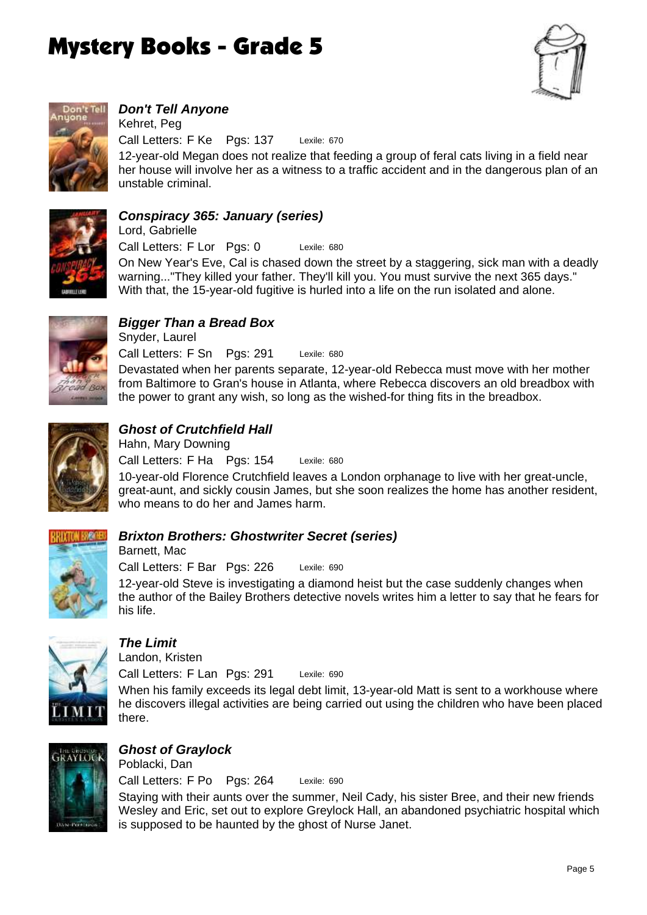# Mystery Books - Grade 5

### *Don't Tell Anyone*

Kehret, Peg

Call Letters: F Ke Pgs: 137 Lexile: 670

12-year-old Megan does not realize that feeding a group of feral cats living in a field near her house will involve her as a witness to a traffic accident and in the dangerous plan of an unstable criminal.

### *Conspiracy 365: January (series)*

Lord, Gabrielle

Call Letters: F Lor Pgs: 0 Lexile: 680

On New Year's Eve, Cal is chased down the street by a staggering, sick man with a deadly warning..."They killed your father. They'll kill you. You must survive the next 365 days." With that, the 15-year-old fugitive is hurled into a life on the run isolated and alone.

### *Bigger Than a Bread Box*

Snyder, Laurel

Call Letters: F Sn Pgs: 291 Lexile: 680

Devastated when her parents separate, 12-year-old Rebecca must move with her mother from Baltimore to Gran's house in Atlanta, where Rebecca discovers an old breadbox with the power to grant any wish, so long as the wished-for thing fits in the breadbox.

### *Ghost of Crutchfield Hall*

Hahn, Mary Downing

Call Letters: F Ha Pgs: 154 Lexile: 680

10-year-old Florence Crutchfield leaves a London orphanage to live with her great-uncle, great-aunt, and sickly cousin James, but she soon realizes the home has another resident, who means to do her and James harm.

### *Brixton Brothers: Ghostwriter Secret (series)*

Barnett, Mac

Call Letters: F Bar Pgs: 226 Lexile: 690

12-year-old Steve is investigating a diamond heist but the case suddenly changes when the author of the Bailey Brothers detective novels writes him a letter to say that he fears for his life.

### *The Limit*

Landon, Kristen

Call Letters: F Lan Pgs: 291 Lexile: 690

When his family exceeds its legal debt limit, 13-year-old Matt is sent to a workhouse where he discovers illegal activities are being carried out using the children who have been placed there.

### *Ghost of Graylock*

Poblacki, Dan

Call Letters: F Po Pgs: 264 Lexile: 690

Staying with their aunts over the summer, Neil Cady, his sister Bree, and their new friends Wesley and Eric, set out to explore Greylock Hall, an abandoned psychiatric hospital which is supposed to be haunted by the ghost of Nurse Janet.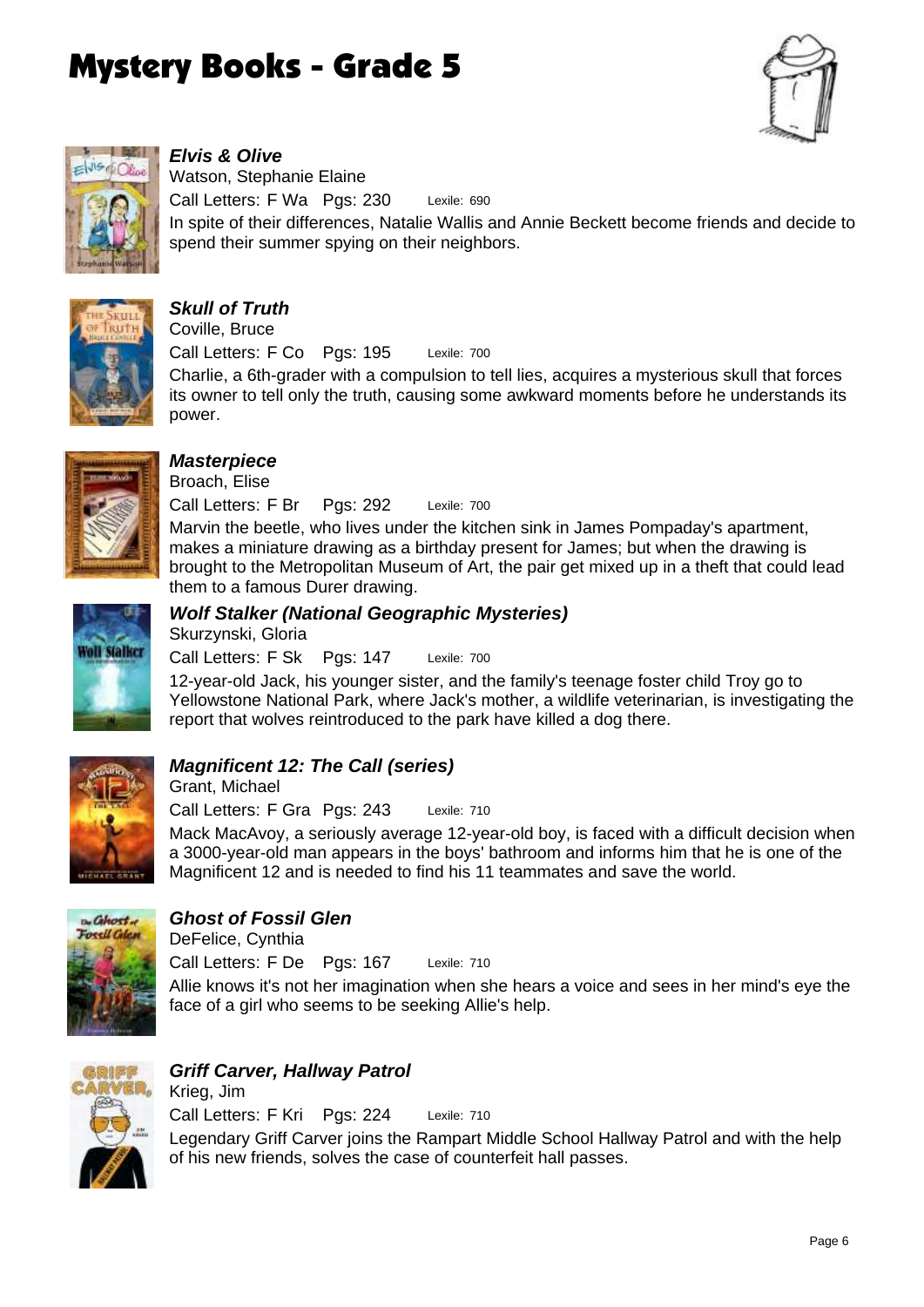# Mystery Books - Grade 5

### *Elvis & Olive*

Watson, Stephanie Elaine

Call Letters: F Wa Pgs: 230 Lexile: 690

In spite of their differences, Natalie Wallis and Annie Beckett become friends and decide to spend their summer spying on their neighbors.

### *Skull of Truth*

Coville, Bruce

Call Letters: F Co Pgs: 195 Lexile: 700

Charlie, a 6th-grader with a compulsion to tell lies, acquires a mysterious skull that forces its owner to tell only the truth, causing some awkward moments before he understands its power.

### *Masterpiece*

Broach, Elise

Call Letters: F Br Pgs: 292 Lexile: 700

Marvin the beetle, who lives under the kitchen sink in James Pompaday's apartment, makes a miniature drawing as a birthday present for James; but when the drawing is brought to the Metropolitan Museum of Art, the pair get mixed up in a theft that could lead them to a famous Durer drawing.

### *Wolf Stalker (National Geographic Mysteries)*

Skurzynski, Gloria

Call Letters: F Sk Pgs: 147 Lexile: 700

12-year-old Jack, his younger sister, and the family's teenage foster child Troy go to Yellowstone National Park, where Jack's mother, a wildlife veterinarian, is investigating the report that wolves reintroduced to the park have killed a dog there.

### *Magnificent 12: The Call (series)*

Grant, Michael

Call Letters: F Gra Pgs: 243 Lexile: 710

Mack MacAvoy, a seriously average 12-year-old boy, is faced with a difficult decision when a 3000-year-old man appears in the boys' bathroom and informs him that he is one of the Magnificent 12 and is needed to find his 11 teammates and save the world.

### *Ghost of Fossil Glen*

DeFelice, Cynthia

Call Letters: F De Pgs: 167 Lexile: 710

Allie knows it's not her imagination when she hears a voice and sees in her mind's eye the face of a girl who seems to be seeking Allie's help.

### *Griff Carver, Hallway Patrol*

Krieg, Jim

Call Letters: F Kri Pgs: 224 Lexile: 710

Legendary Griff Carver joins the Rampart Middle School Hallway Patrol and with the help of his new friends, solves the case of counterfeit hall passes.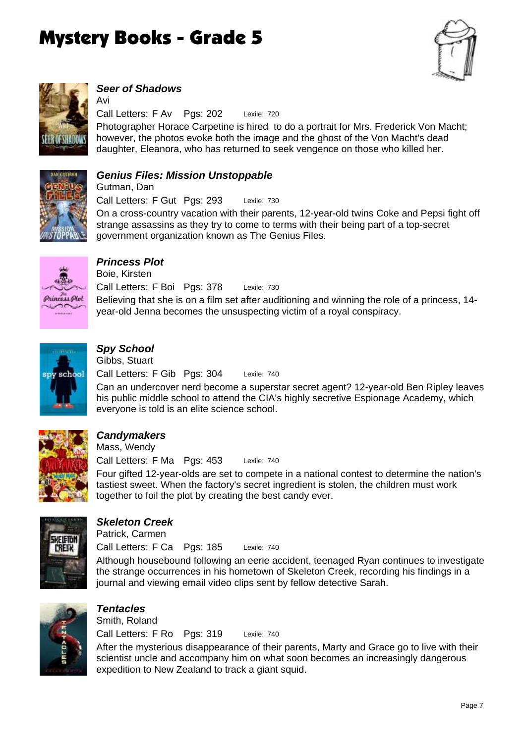# Mystery Books - Grade 5

### *Seer of Shadows*

Avi

Call Letters: F Av Pgs: 202 Lexile: 720

Photographer Horace Carpetine is hired to do a portrait for Mrs. Frederick Von Macht; however, the photos evoke both the image and the ghost of the Von Macht's dead daughter, Eleanora, who has returned to seek vengence on those who killed her.

### *Genius Files: Mission Unstoppable*

Gutman, Dan

Call Letters: F Gut Pgs: 293 Lexile: 730

On a cross-country vacation with their parents, 12-year-old twins Coke and Pepsi fight off strange assassins as they try to come to terms with their being part of a top-secret government organization known as The Genius Files.

### *Princess Plot*

Boie, Kirsten

Call Letters: F Boi Pgs: 378 Lexile: 730

Believing that she is on a film set after auditioning and winning the role of a princess, 14-year-old Jenna becomes the unsuspecting victim of a royal conspiracy.

### *Spy School*

Gibbs, Stuart

Call Letters: F Gib Pgs: 304 Lexile: 740

Can an undercover nerd become a superstar secret agent? 12-year-old Ben Ripley leaves his public middle school to attend the CIA's highly secretive Espionage Academy, which everyone is told is an elite science school.

### *Candymakers*

Mass, Wendy

Call Letters: F Ma Pgs: 453 Lexile: 740

Four gifted 12-year-olds are set to compete in a national contest to determine the nation's tastiest sweet. When the factory's secret ingredient is stolen, the children must work together to foil the plot by creating the best candy ever.

### *Skeleton Creek*

Patrick, Carmen

Call Letters: F Ca Pgs: 185 Lexile: 740

Although housebound following an eerie accident, teenaged Ryan continues to investigate the strange occurrences in his hometown of Skeleton Creek, recording his findings in a journal and viewing email video clips sent by fellow detective Sarah.

### *Tentacles*

Smith, Roland

Call Letters: F Ro Pgs: 319 Lexile: 740

After the mysterious disappearance of their parents, Marty and Grace go to live with their scientist uncle and accompany him on what soon becomes an increasingly dangerous expedition to New Zealand to track a giant squid.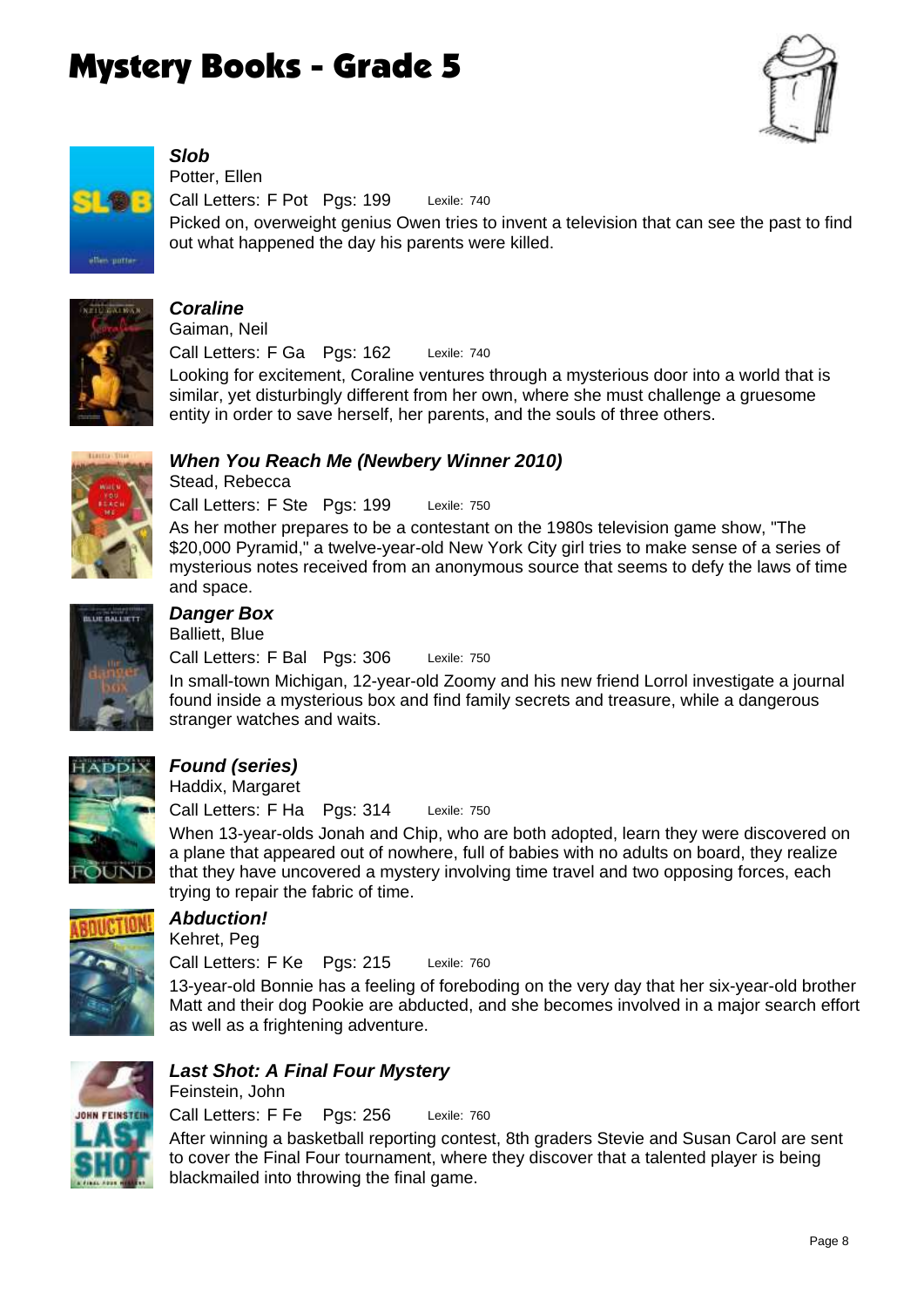# Mystery Books - Grade 5

***Slob***

Potter, Ellen

Call Letters: F Pot   Pgs: 199   Lexile: 740

Picked on, overweight genius Owen tries to invent a television that can see the past to find out what happened the day his parents were killed.

***Coraline***

Gaiman, Neil

Call Letters: F Ga   Pgs: 162   Lexile: 740

Looking for excitement, Coraline ventures through a mysterious door into a world that is similar, yet disturbingly different from her own, where she must challenge a gruesome entity in order to save herself, her parents, and the souls of three others.

***When You Reach Me (Newbery Winner 2010)***

Stead, Rebecca

Call Letters: F Ste   Pgs: 199   Lexile: 750

As her mother prepares to be a contestant on the 1980s television game show, "The $20,000 Pyramid," a twelve-year-old New York City girl tries to make sense of a series of mysterious notes received from an anonymous source that seems to defy the laws of time and space.

***Danger Box***

Balliett, Blue

Call Letters: F Bal   Pgs: 306   Lexile: 750

In small-town Michigan, 12-year-old Zoomy and his new friend Lorrol investigate a journal found inside a mysterious box and find family secrets and treasure, while a dangerous stranger watches and waits.

***Found (series)***

Haddix, Margaret

Call Letters: F Ha   Pgs: 314   Lexile: 750

When 13-year-olds Jonah and Chip, who are both adopted, learn they were discovered on a plane that appeared out of nowhere, full of babies with no adults on board, they realize that they have uncovered a mystery involving time travel and two opposing forces, each trying to repair the fabric of time.

***Abduction!***

Kehret, Peg

Call Letters: F Ke   Pgs: 215   Lexile: 760

13-year-old Bonnie has a feeling of foreboding on the very day that her six-year-old brother Matt and their dog Pookie are abducted, and she becomes involved in a major search effort as well as a frightening adventure.

***Last Shot: A Final Four Mystery***

Feinstein, John

Call Letters: F Fe   Pgs: 256   Lexile: 760

After winning a basketball reporting contest, 8th graders Stevie and Susan Carol are sent to cover the Final Four tournament, where they discover that a talented player is being blackmailed into throwing the final game.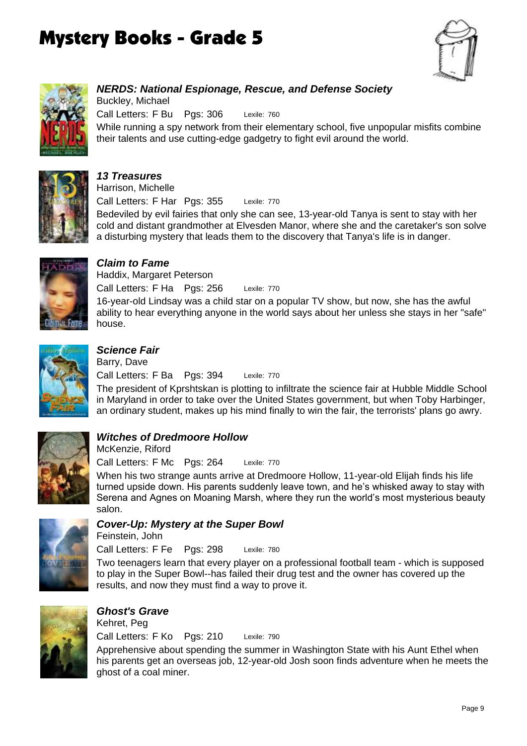# Mystery Books - Grade 5

### *NERDS: National Espionage, Rescue, and Defense Society*

Buckley, Michael

Call Letters: F Bu Pgs: 306 Lexile: 760

While running a spy network from their elementary school, five unpopular misfits combine their talents and use cutting-edge gadgetry to fight evil around the world.

### *13 Treasures*

Harrison, Michelle

Call Letters: F Har Pgs: 355 Lexile: 770

Bedeviled by evil fairies that only she can see, 13-year-old Tanya is sent to stay with her cold and distant grandmother at Elvesden Manor, where she and the caretaker's son solve a disturbing mystery that leads them to the discovery that Tanya's life is in danger.

### *Claim to Fame*

Haddix, Margaret Peterson

Call Letters: F Ha Pgs: 256 Lexile: 770

16-year-old Lindsay was a child star on a popular TV show, but now, she has the awful ability to hear everything anyone in the world says about her unless she stays in her "safe" house.

### *Science Fair*

Barry, Dave

Call Letters: F Ba Pgs: 394 Lexile: 770

The president of Kprshtskan is plotting to infiltrate the science fair at Hubble Middle School in Maryland in order to take over the United States government, but when Toby Harbinger, an ordinary student, makes up his mind finally to win the fair, the terrorists' plans go awry.

### *Witches of Dredmoore Hollow*

McKenzie, Riford

Call Letters: F Mc Pgs: 264 Lexile: 770

When his two strange aunts arrive at Dredmoore Hollow, 11-year-old Elijah finds his life turned upside down. His parents suddenly leave town, and he's whisked away to stay with Serena and Agnes on Moaning Marsh, where they run the world's most mysterious beauty salon.

### *Cover-Up: Mystery at the Super Bowl*

Feinstein, John

Call Letters: F Fe Pgs: 298 Lexile: 780

Two teenagers learn that every player on a professional football team - which is supposed to play in the Super Bowl--has failed their drug test and the owner has covered up the results, and now they must find a way to prove it.

### *Ghost's Grave*

Kehret, Peg

Call Letters: F Ko Pgs: 210 Lexile: 790

Apprehensive about spending the summer in Washington State with his Aunt Ethel when his parents get an overseas job, 12-year-old Josh soon finds adventure when he meets the ghost of a coal miner.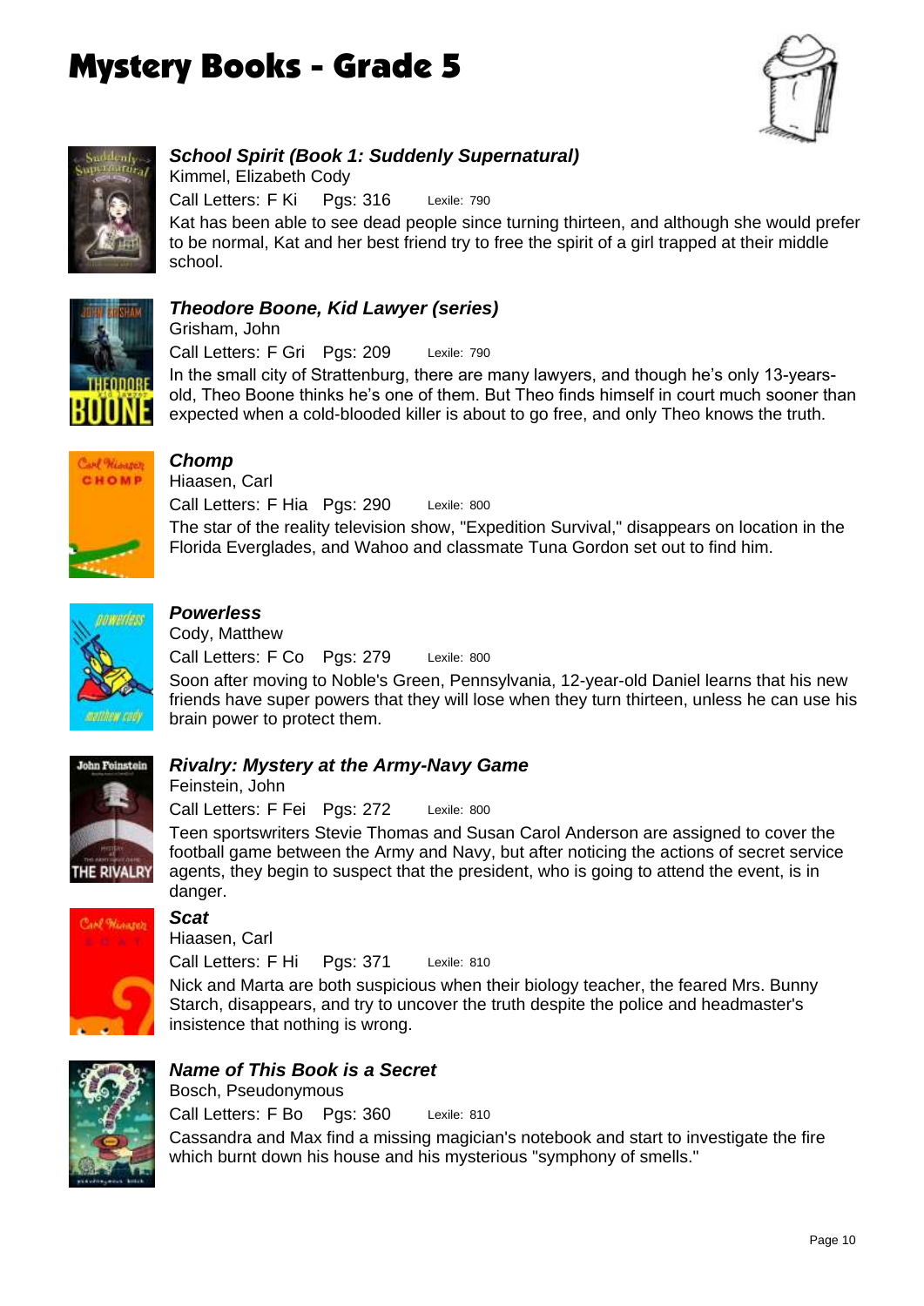# Mystery Books - Grade 5

### ***School Spirit (Book 1: Suddenly Supernatural)***

Kimmel, Elizabeth Cody

Call Letters: F Ki    Pgs: 316    Lexile: 790

Kat has been able to see dead people since turning thirteen, and although she would prefer to be normal, Kat and her best friend try to free the spirit of a girl trapped at their middle school.

### ***Theodore Boone, Kid Lawyer (series)***

Grisham, John

Call Letters: F Gri    Pgs: 209    Lexile: 790

In the small city of Strattenburg, there are many lawyers, and though he's only 13-years-old, Theo Boone thinks he's one of them. But Theo finds himself in court much sooner than expected when a cold-blooded killer is about to go free, and only Theo knows the truth.

### ***Chomp***

Hiaasen, Carl

Call Letters: F Hia    Pgs: 290    Lexile: 800

The star of the reality television show, "Expedition Survival," disappears on location in the Florida Everglades, and Wahoo and classmate Tuna Gordon set out to find him.

### ***Powerless***

Cody, Matthew

Call Letters: F Co    Pgs: 279    Lexile: 800

Soon after moving to Noble's Green, Pennsylvania, 12-year-old Daniel learns that his new friends have super powers that they will lose when they turn thirteen, unless he can use his brain power to protect them.

### ***Rivalry: Mystery at the Army-Navy Game***

Feinstein, John

Call Letters: F Fei    Pgs: 272    Lexile: 800

Teen sportswriters Stevie Thomas and Susan Carol Anderson are assigned to cover the football game between the Army and Navy, but after noticing the actions of secret service agents, they begin to suspect that the president, who is going to attend the event, is in danger.

### ***Scat***

Hiaasen, Carl

Call Letters: F Hi    Pgs: 371    Lexile: 810

Nick and Marta are both suspicious when their biology teacher, the feared Mrs. Bunny Starch, disappears, and try to uncover the truth despite the police and headmaster's insistence that nothing is wrong.

### ***Name of This Book is a Secret***

Bosch, Pseudonymous

Call Letters: F Bo    Pgs: 360    Lexile: 810

Cassandra and Max find a missing magician's notebook and start to investigate the fire which burnt down his house and his mysterious "symphony of smells."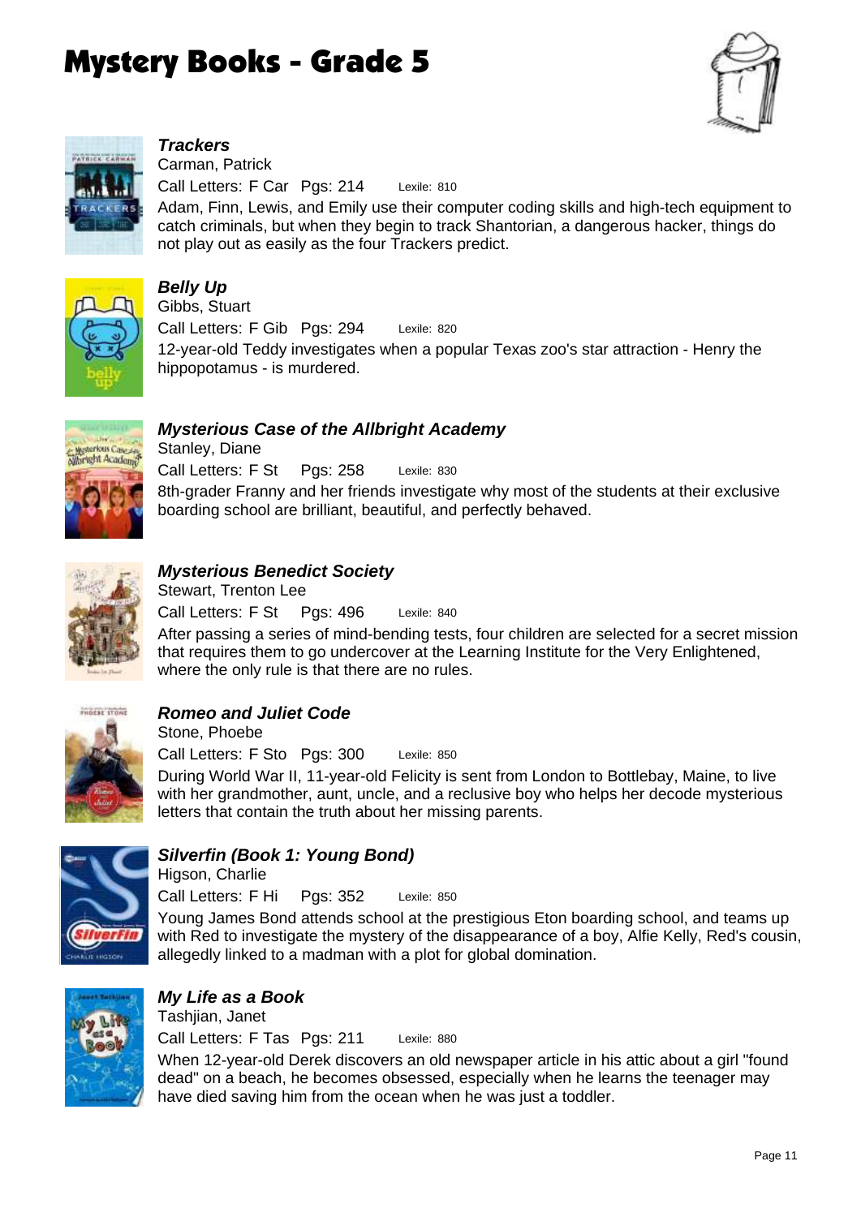# Mystery Books - Grade 5

### *Trackers*

Carman, Patrick

Call Letters: F Car Pgs: 214 Lexile: 810

Adam, Finn, Lewis, and Emily use their computer coding skills and high-tech equipment to catch criminals, but when they begin to track Shantorian, a dangerous hacker, things do not play out as easily as the four Trackers predict.

### *Belly Up*

Gibbs, Stuart

Call Letters: F Gib Pgs: 294 Lexile: 820

12-year-old Teddy investigates when a popular Texas zoo's star attraction - Henry the hippopotamus - is murdered.

### *Mysterious Case of the Allbright Academy*

Stanley, Diane

Call Letters: F St Pgs: 258 Lexile: 830

8th-grader Franny and her friends investigate why most of the students at their exclusive boarding school are brilliant, beautiful, and perfectly behaved.

### *Mysterious Benedict Society*

Stewart, Trenton Lee

Call Letters: F St Pgs: 496 Lexile: 840

After passing a series of mind-bending tests, four children are selected for a secret mission that requires them to go undercover at the Learning Institute for the Very Enlightened, where the only rule is that there are no rules.

### *Romeo and Juliet Code*

Stone, Phoebe

Call Letters: F Sto Pgs: 300 Lexile: 850

During World War II, 11-year-old Felicity is sent from London to Bottlebay, Maine, to live with her grandmother, aunt, uncle, and a reclusive boy who helps her decode mysterious letters that contain the truth about her missing parents.

### *Silverfin (Book 1: Young Bond)*

Higson, Charlie

Call Letters: F Hi Pgs: 352 Lexile: 850

Young James Bond attends school at the prestigious Eton boarding school, and teams up with Red to investigate the mystery of the disappearance of a boy, Alfie Kelly, Red's cousin, allegedly linked to a madman with a plot for global domination.

### *My Life as a Book*

Tashjian, Janet

Call Letters: F Tas Pgs: 211 Lexile: 880

When 12-year-old Derek discovers an old newspaper article in his attic about a girl "found dead" on a beach, he becomes obsessed, especially when he learns the teenager may have died saving him from the ocean when he was just a toddler.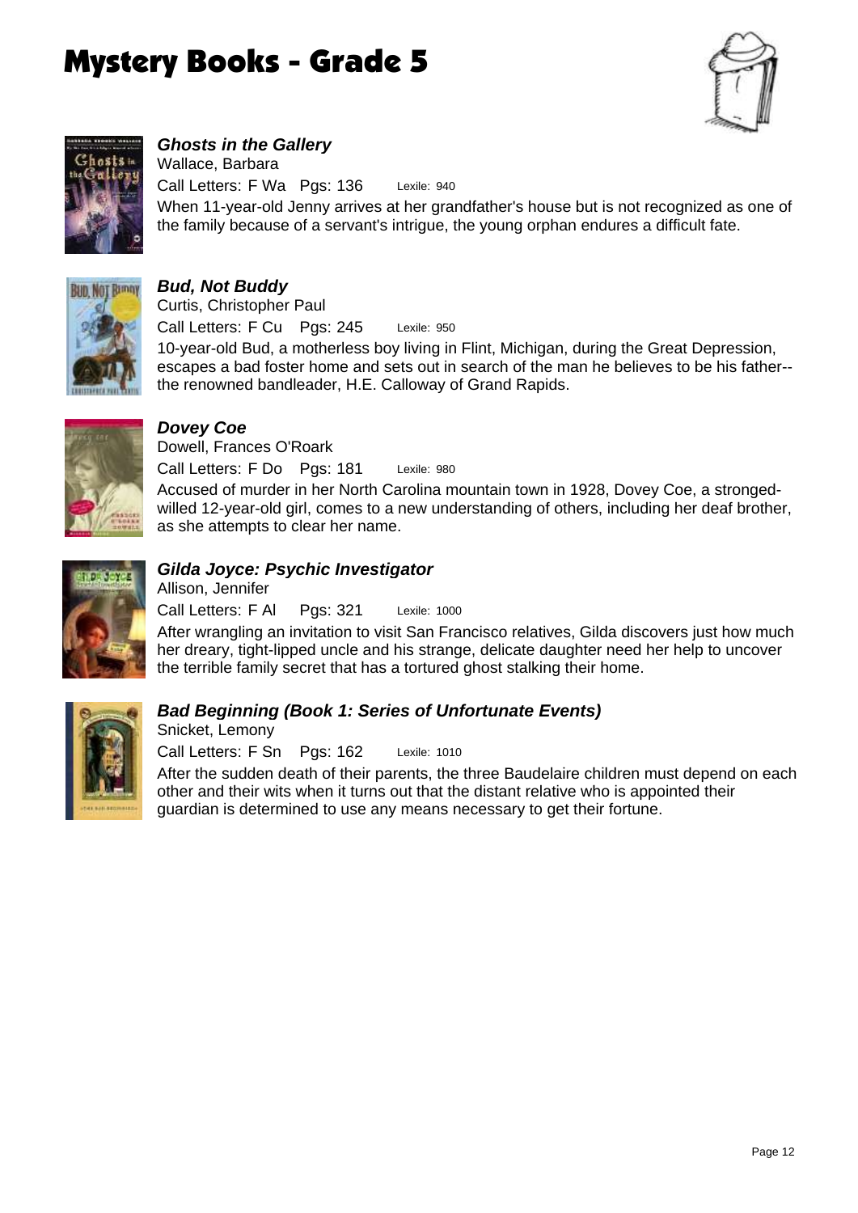# Mystery Books - Grade 5

### *Ghosts in the Gallery*

Wallace, Barbara

Call Letters: F Wa Pgs: 136 Lexile: 940

When 11-year-old Jenny arrives at her grandfather's house but is not recognized as one of the family because of a servant's intrigue, the young orphan endures a difficult fate.

### *Bud, Not Buddy*

Curtis, Christopher Paul

Call Letters: F Cu Pgs: 245 Lexile: 950

10-year-old Bud, a motherless boy living in Flint, Michigan, during the Great Depression, escapes a bad foster home and sets out in search of the man he believes to be his father--the renowned bandleader, H.E. Calloway of Grand Rapids.

### *Dovey Coe*

Dowell, Frances O'Roark

Call Letters: F Do Pgs: 181 Lexile: 980

Accused of murder in her North Carolina mountain town in 1928, Dovey Coe, a stronged-willed 12-year-old girl, comes to a new understanding of others, including her deaf brother, as she attempts to clear her name.

### *Gilda Joyce: Psychic Investigator*

Allison, Jennifer

Call Letters: F Al Pgs: 321 Lexile: 1000

After wrangling an invitation to visit San Francisco relatives, Gilda discovers just how much her dreary, tight-lipped uncle and his strange, delicate daughter need her help to uncover the terrible family secret that has a tortured ghost stalking their home.

### *Bad Beginning (Book 1: Series of Unfortunate Events)*

Snicket, Lemony

Call Letters: F Sn Pgs: 162 Lexile: 1010

After the sudden death of their parents, the three Baudelaire children must depend on each other and their wits when it turns out that the distant relative who is appointed their guardian is determined to use any means necessary to get their fortune.